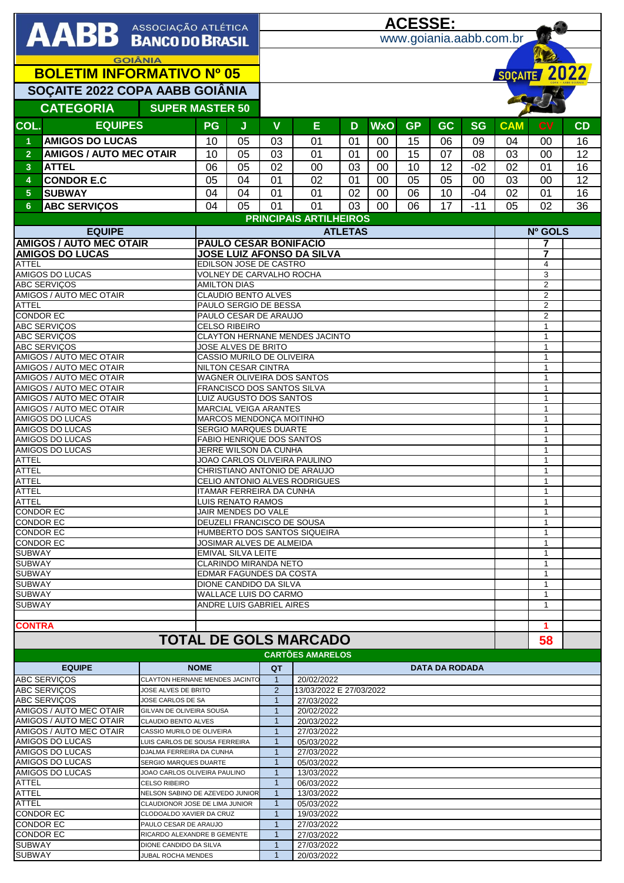# AABB ASSOCIAÇÃO ATLÉTICA BANCO DO BRASIL

GOIÂNIA

**ACESSE:** www.goiania.aabb.com.br

## BOLETIM INFORMATIVO Nº 05

## SOÇAITE 2022 COPA AABB GOIÂNIA

**CATEGORIA** — **SUPER MASTER 50**

| COL. | EQUIPES | PG | J | V | E | D | WxO | GP | GC | SG | CAM | CV | CD |
|---|---|---|---|---|---|---|---|---|---|---|---|---|---|
| 1 | AMIGOS DO LUCAS | 10 | 05 | 03 | 01 | 01 | 00 | 15 | 06 | 09 | 04 | 00 | 16 |
| 2 | AMIGOS / AUTO MEC OTAIR | 10 | 05 | 03 | 01 | 01 | 00 | 15 | 07 | 08 | 03 | 00 | 12 |
| 3 | ATTEL | 06 | 05 | 02 | 00 | 03 | 00 | 10 | 12 | -02 | 02 | 01 | 16 |
| 4 | CONDOR E.C | 05 | 04 | 01 | 02 | 01 | 00 | 05 | 05 | 00 | 03 | 00 | 12 |
| 5 | SUBWAY | 04 | 04 | 01 | 01 | 02 | 00 | 06 | 10 | -04 | 02 | 01 | 16 |
| 6 | ABC SERVIÇOS | 04 | 05 | 01 | 01 | 03 | 00 | 06 | 17 | -11 | 05 | 02 | 36 |

### PRINCIPAIS ARTILHEIROS

| EQUIPE | ATLETAS | Nº GOLS |
|---|---|---|
| AMIGOS / AUTO MEC OTAIR | PAULO CESAR BONIFACIO | 7 |
| AMIGOS DO LUCAS | JOSE LUIZ AFONSO DA SILVA | 7 |
| ATTEL | EDILSON JOSE DE CASTRO | 4 |
| AMIGOS DO LUCAS | VOLNEY DE CARVALHO ROCHA | 3 |
| ABC SERVIÇOS | AMILTON DIAS | 2 |
| AMIGOS / AUTO MEC OTAIR | CLAUDIO BENTO ALVES | 2 |
| ATTEL | PAULO SERGIO DE BESSA | 2 |
| CONDOR EC | PAULO CESAR DE ARAUJO | 2 |
| ABC SERVIÇOS | CELSO RIBEIRO | 1 |
| ABC SERVIÇOS | CLAYTON HERNANE MENDES JACINTO | 1 |
| ABC SERVIÇOS | JOSE ALVES DE BRITO | 1 |
| AMIGOS / AUTO MEC OTAIR | CASSIO MURILO DE OLIVEIRA | 1 |
| AMIGOS / AUTO MEC OTAIR | NILTON CESAR CINTRA | 1 |
| AMIGOS / AUTO MEC OTAIR | WAGNER OLIVEIRA DOS SANTOS | 1 |
| AMIGOS / AUTO MEC OTAIR | FRANCISCO DOS SANTOS SILVA | 1 |
| AMIGOS / AUTO MEC OTAIR | LUIZ AUGUSTO DOS SANTOS | 1 |
| AMIGOS / AUTO MEC OTAIR | MARCIAL VEIGA ARANTES | 1 |
| AMIGOS DO LUCAS | MARCOS MENDONÇA MOITINHO | 1 |
| AMIGOS DO LUCAS | SERGIO MARQUES DUARTE | 1 |
| AMIGOS DO LUCAS | FABIO HENRIQUE DOS SANTOS | 1 |
| AMIGOS DO LUCAS | JERRE WILSON DA CUNHA | 1 |
| ATTEL | JOAO CARLOS OLIVEIRA PAULINO | 1 |
| ATTEL | CHRISTIANO ANTONIO DE ARAUJO | 1 |
| ATTEL | CELIO ANTONIO ALVES RODRIGUES | 1 |
| ATTEL | ITAMAR FERREIRA DA CUNHA | 1 |
| ATTEL | LUIS RENATO RAMOS | 1 |
| CONDOR EC | JAIR MENDES DO VALE | 1 |
| CONDOR EC | DEUZELI FRANCISCO DE SOUSA | 1 |
| CONDOR EC | HUMBERTO DOS SANTOS SIQUEIRA | 1 |
| CONDOR EC | JOSIMAR ALVES DE ALMEIDA | 1 |
| SUBWAY | EMIVAL SILVA LEITE | 1 |
| SUBWAY | CLARINDO MIRANDA NETO | 1 |
| SUBWAY | EDMAR FAGUNDES DA COSTA | 1 |
| SUBWAY | DIONE CANDIDO DA SILVA | 1 |
| SUBWAY | WALLACE LUIS DO CARMO | 1 |
| SUBWAY | ANDRE LUIS GABRIEL AIRES | 1 |
| CONTRA | | 1 |
| **TOTAL DE GOLS MARCADO** | | **58** |

### CARTÕES AMARELOS

| EQUIPE | NOME | QT | DATA DA RODADA |
|---|---|---|---|
| ABC SERVIÇOS | CLAYTON HERNANE MENDES JACINTO | 1 | 20/02/2022 |
| ABC SERVIÇOS | JOSE ALVES DE BRITO | 2 | 13/03/2022 E 27/03/2022 |
| ABC SERVIÇOS | JOSE CARLOS DE SA | 1 | 27/03/2022 |
| AMIGOS / AUTO MEC OTAIR | GILVAN DE OLIVEIRA SOUSA | 1 | 20/02/2022 |
| AMIGOS / AUTO MEC OTAIR | CLAUDIO BENTO ALVES | 1 | 20/03/2022 |
| AMIGOS / AUTO MEC OTAIR | CASSIO MURILO DE OLIVEIRA | 1 | 27/03/2022 |
| AMIGOS DO LUCAS | LUIS CARLOS DE SOUSA FERREIRA | 1 | 05/03/2022 |
| AMIGOS DO LUCAS | DJALMA FERREIRA DA CUNHA | 1 | 27/03/2022 |
| AMIGOS DO LUCAS | SERGIO MARQUES DUARTE | 1 | 05/03/2022 |
| AMIGOS DO LUCAS | JOAO CARLOS OLIVEIRA PAULINO | 1 | 13/03/2022 |
| ATTEL | CELSO RIBEIRO | 1 | 06/03/2022 |
| ATTEL | NELSON SABINO DE AZEVEDO JUNIOR | 1 | 13/03/2022 |
| ATTEL | CLAUDIONOR JOSE DE LIMA JUNIOR | 1 | 05/03/2022 |
| CONDOR EC | CLODOALDO XAVIER DA CRUZ | 1 | 19/03/2022 |
| CONDOR EC | PAULO CESAR DE ARAUJO | 1 | 27/03/2022 |
| CONDOR EC | RICARDO ALEXANDRE B GEMENTE | 1 | 27/03/2022 |
| SUBWAY | DIONE CANDIDO DA SILVA | 1 | 27/03/2022 |
| SUBWAY | JUBAL ROCHA MENDES | 1 | 20/03/2022 |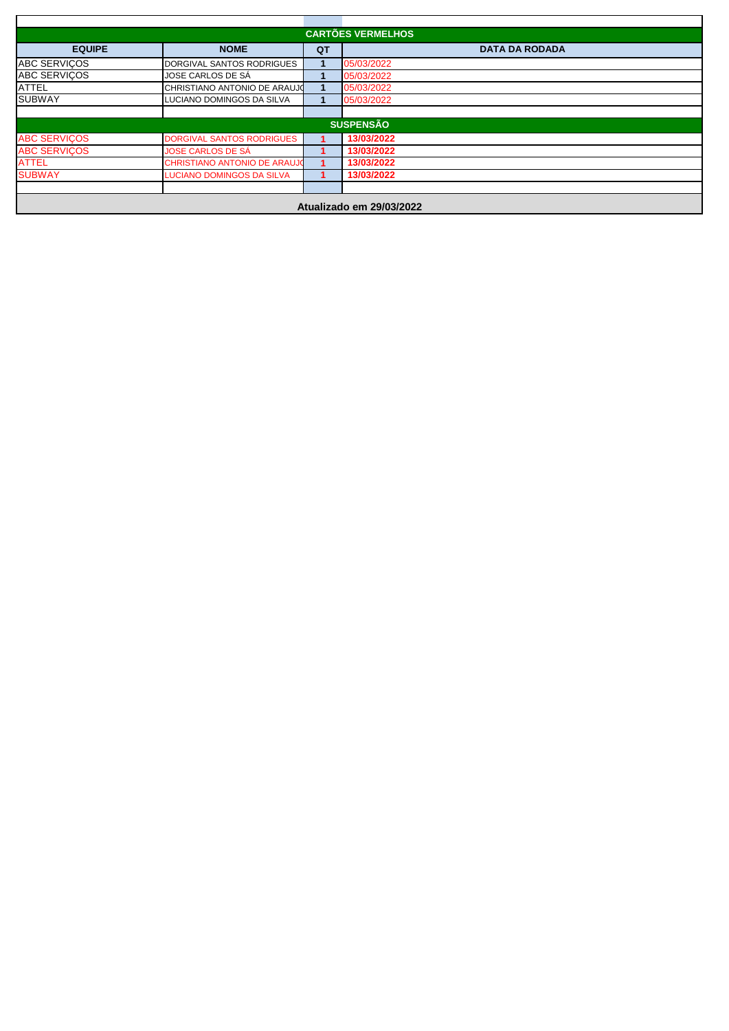| CARTÕES VERMELHOS | | | |
|---|---|---|---|
| **EQUIPE** | **NOME** | **QT** | **DATA DA RODADA** |
| ABC SERVIÇOS | DORGIVAL SANTOS RODRIGUES | 1 | 05/03/2022 |
| ABC SERVIÇOS | JOSE CARLOS DE SÁ | 1 | 05/03/2022 |
| ATTEL | CHRISTIANO ANTONIO DE ARAUJO | 1 | 05/03/2022 |
| SUBWAY | LUCIANO DOMINGOS DA SILVA | 1 | 05/03/2022 |
| | | | |
| **SUSPENSÃO** | | | |
| ABC SERVIÇOS | DORGIVAL SANTOS RODRIGUES | 1 | 13/03/2022 |
| ABC SERVIÇOS | JOSE CARLOS DE SÁ | 1 | 13/03/2022 |
| ATTEL | CHRISTIANO ANTONIO DE ARAUJO | 1 | 13/03/2022 |
| SUBWAY | LUCIANO DOMINGOS DA SILVA | 1 | 13/03/2022 |

**Atualizado em 29/03/2022**